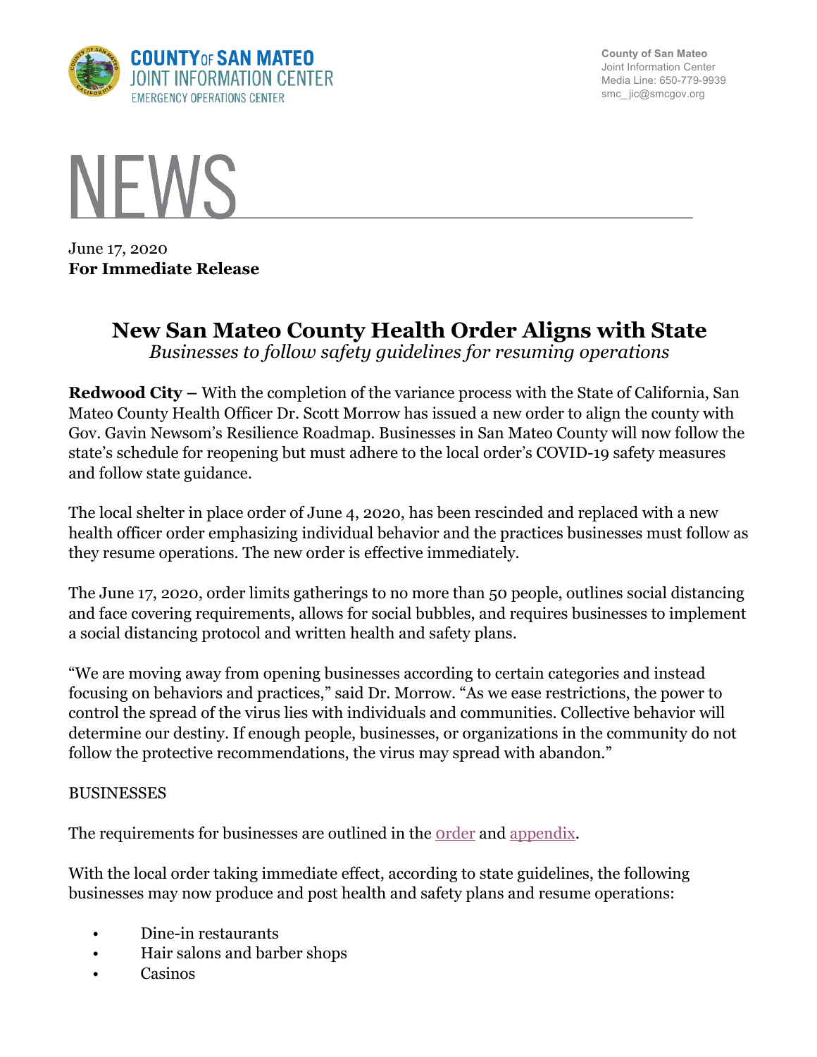COUNTY OF SAN MATEO
JOINT INFORMATION CENTER
EMERGENCY OPERATIONS CENTER

County of San Mateo
Joint Information Center
Media Line: 650-779-9939
smc_jic@smcgov.org

# NEWS

June 17, 2020
**For Immediate Release**

## New San Mateo County Health Order Aligns with State

*Businesses to follow safety guidelines for resuming operations*

**Redwood City –** With the completion of the variance process with the State of California, San Mateo County Health Officer Dr. Scott Morrow has issued a new order to align the county with Gov. Gavin Newsom's Resilience Roadmap. Businesses in San Mateo County will now follow the state's schedule for reopening but must adhere to the local order's COVID-19 safety measures and follow state guidance.

The local shelter in place order of June 4, 2020, has been rescinded and replaced with a new health officer order emphasizing individual behavior and the practices businesses must follow as they resume operations. The new order is effective immediately.

The June 17, 2020, order limits gatherings to no more than 50 people, outlines social distancing and face covering requirements, allows for social bubbles, and requires businesses to implement a social distancing protocol and written health and safety plans.

"We are moving away from opening businesses according to certain categories and instead focusing on behaviors and practices," said Dr. Morrow. "As we ease restrictions, the power to control the spread of the virus lies with individuals and communities. Collective behavior will determine our destiny. If enough people, businesses, or organizations in the community do not follow the protective recommendations, the virus may spread with abandon."

BUSINESSES

The requirements for businesses are outlined in the order and appendix.

With the local order taking immediate effect, according to state guidelines, the following businesses may now produce and post health and safety plans and resume operations:

- Dine-in restaurants
- Hair salons and barber shops
- Casinos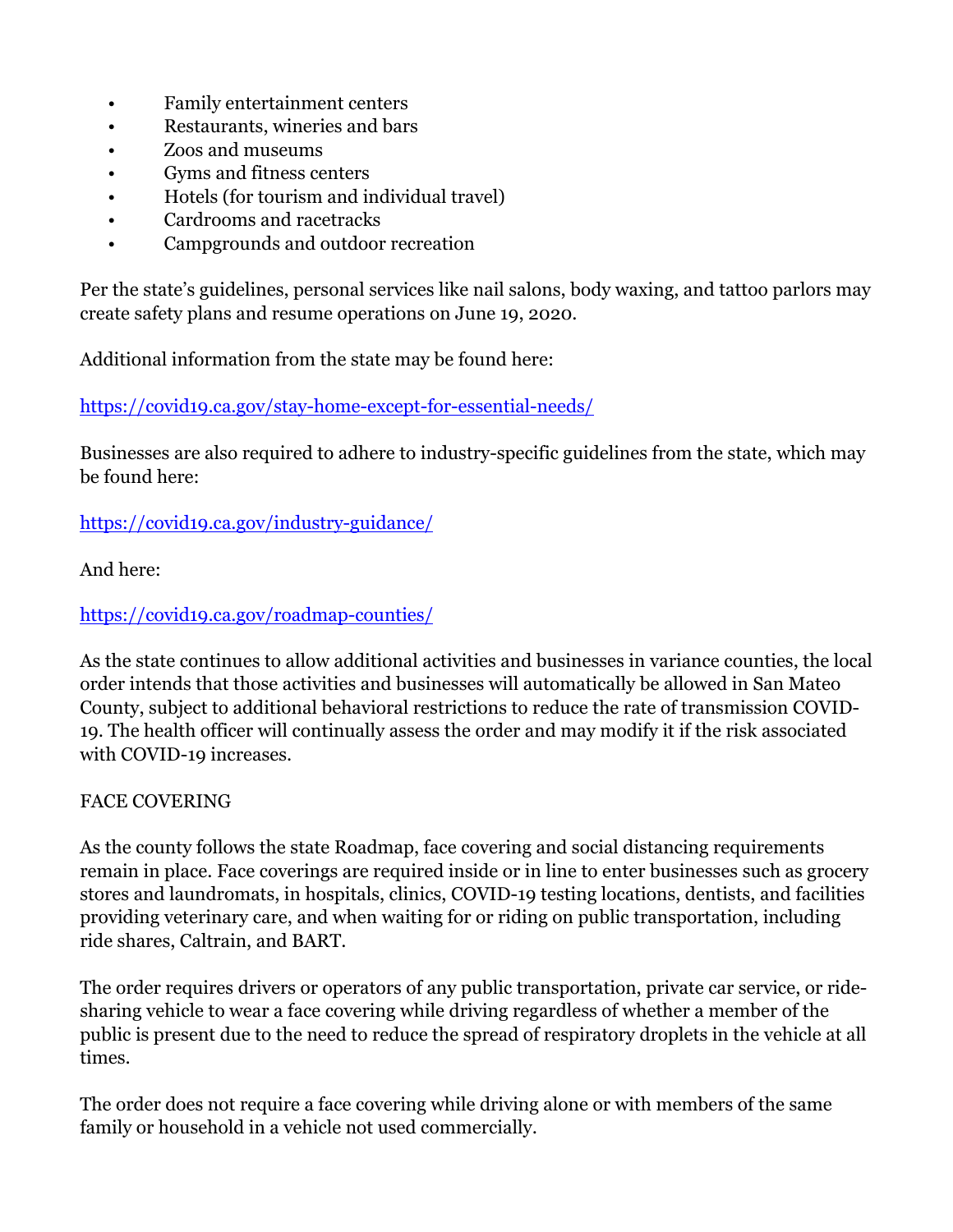- Family entertainment centers
- Restaurants, wineries and bars
- Zoos and museums
- Gyms and fitness centers
- Hotels (for tourism and individual travel)
- Cardrooms and racetracks
- Campgrounds and outdoor recreation

Per the state's guidelines, personal services like nail salons, body waxing, and tattoo parlors may create safety plans and resume operations on June 19, 2020.

Additional information from the state may be found here:

https://covid19.ca.gov/stay-home-except-for-essential-needs/

Businesses are also required to adhere to industry-specific guidelines from the state, which may be found here:

https://covid19.ca.gov/industry-guidance/

And here:

https://covid19.ca.gov/roadmap-counties/

As the state continues to allow additional activities and businesses in variance counties, the local order intends that those activities and businesses will automatically be allowed in San Mateo County, subject to additional behavioral restrictions to reduce the rate of transmission COVID-19. The health officer will continually assess the order and may modify it if the risk associated with COVID-19 increases.

FACE COVERING

As the county follows the state Roadmap, face covering and social distancing requirements remain in place. Face coverings are required inside or in line to enter businesses such as grocery stores and laundromats, in hospitals, clinics, COVID-19 testing locations, dentists, and facilities providing veterinary care, and when waiting for or riding on public transportation, including ride shares, Caltrain, and BART.

The order requires drivers or operators of any public transportation, private car service, or ride-sharing vehicle to wear a face covering while driving regardless of whether a member of the public is present due to the need to reduce the spread of respiratory droplets in the vehicle at all times.

The order does not require a face covering while driving alone or with members of the same family or household in a vehicle not used commercially.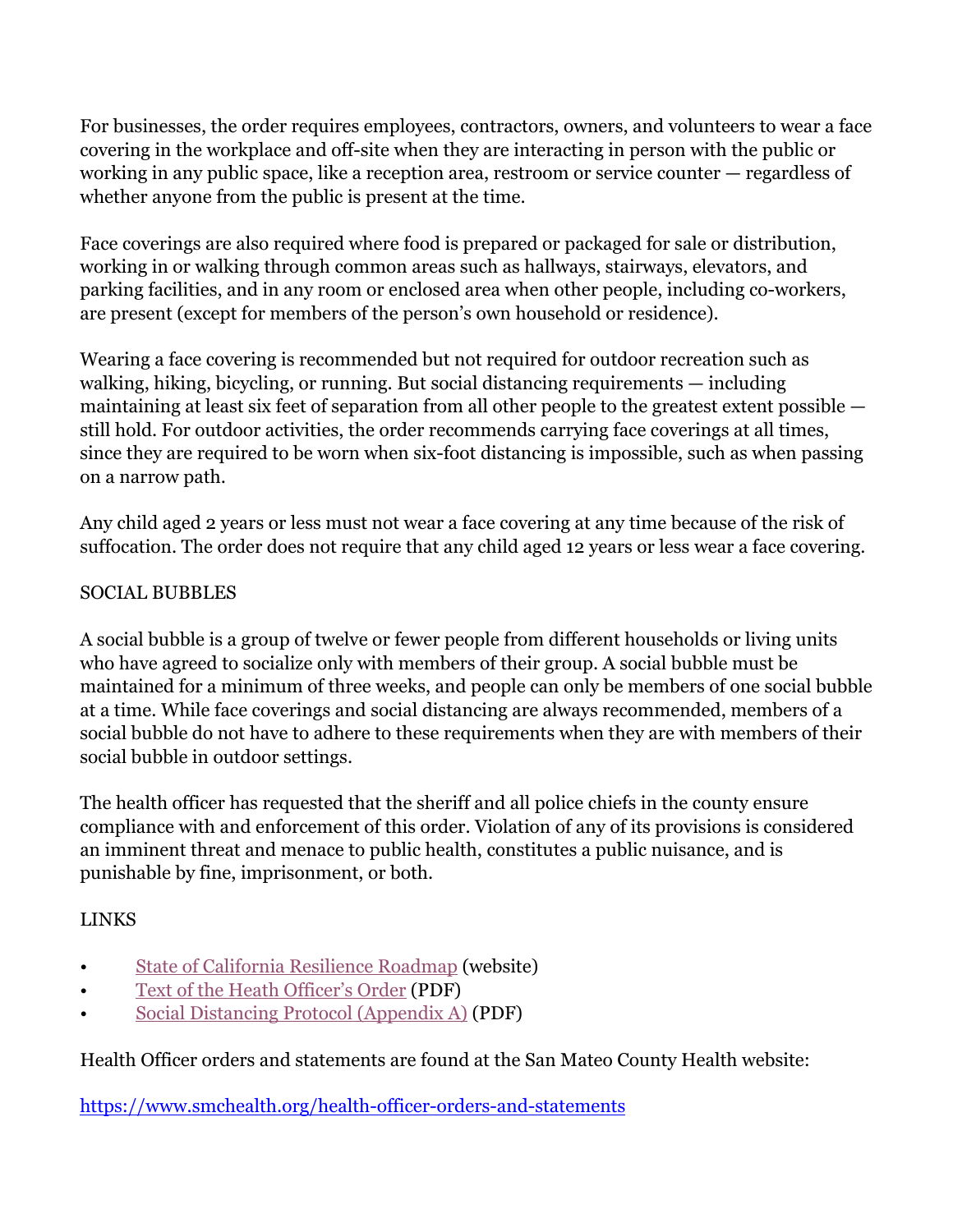For businesses, the order requires employees, contractors, owners, and volunteers to wear a face covering in the workplace and off-site when they are interacting in person with the public or working in any public space, like a reception area, restroom or service counter — regardless of whether anyone from the public is present at the time.

Face coverings are also required where food is prepared or packaged for sale or distribution, working in or walking through common areas such as hallways, stairways, elevators, and parking facilities, and in any room or enclosed area when other people, including co-workers, are present (except for members of the person's own household or residence).

Wearing a face covering is recommended but not required for outdoor recreation such as walking, hiking, bicycling, or running. But social distancing requirements — including maintaining at least six feet of separation from all other people to the greatest extent possible — still hold. For outdoor activities, the order recommends carrying face coverings at all times, since they are required to be worn when six-foot distancing is impossible, such as when passing on a narrow path.

Any child aged 2 years or less must not wear a face covering at any time because of the risk of suffocation. The order does not require that any child aged 12 years or less wear a face covering.

## SOCIAL BUBBLES

A social bubble is a group of twelve or fewer people from different households or living units who have agreed to socialize only with members of their group. A social bubble must be maintained for a minimum of three weeks, and people can only be members of one social bubble at a time. While face coverings and social distancing are always recommended, members of a social bubble do not have to adhere to these requirements when they are with members of their social bubble in outdoor settings.

The health officer has requested that the sheriff and all police chiefs in the county ensure compliance with and enforcement of this order. Violation of any of its provisions is considered an imminent threat and menace to public health, constitutes a public nuisance, and is punishable by fine, imprisonment, or both.

## LINKS

- State of California Resilience Roadmap (website)
- Text of the Heath Officer's Order (PDF)
- Social Distancing Protocol (Appendix A) (PDF)

Health Officer orders and statements are found at the San Mateo County Health website:

https://www.smchealth.org/health-officer-orders-and-statements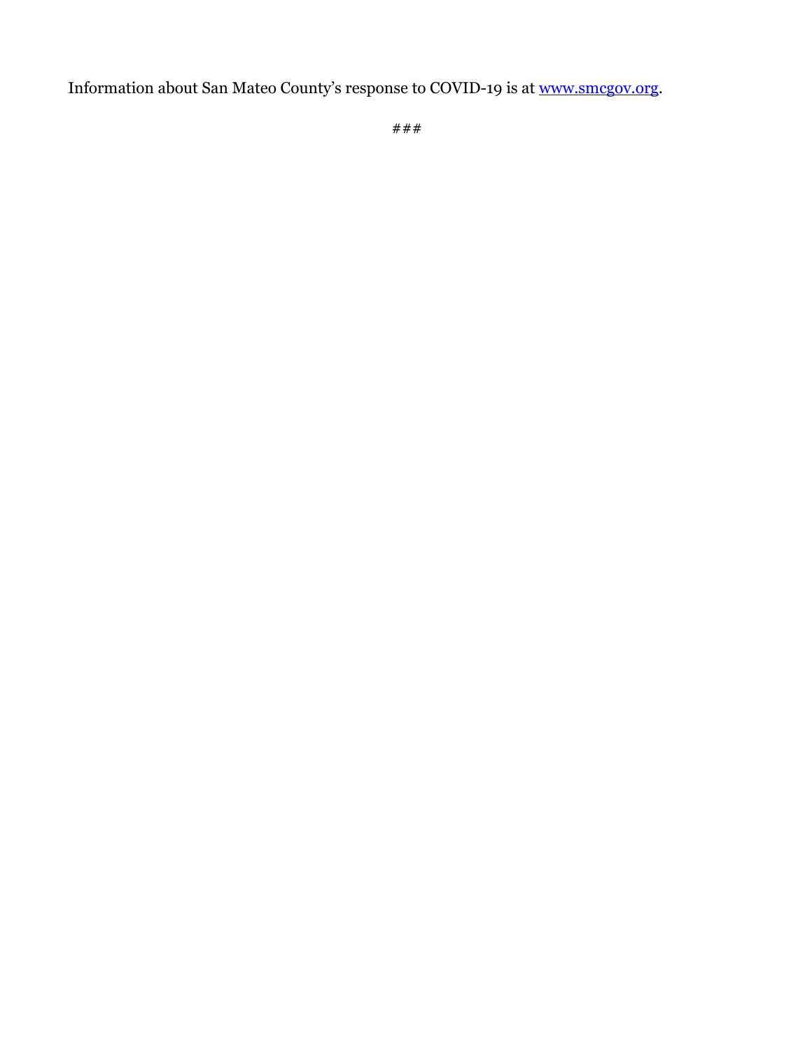Information about San Mateo County's response to COVID-19 is at [www.smcgov.org](http://www.smcgov.org).

###